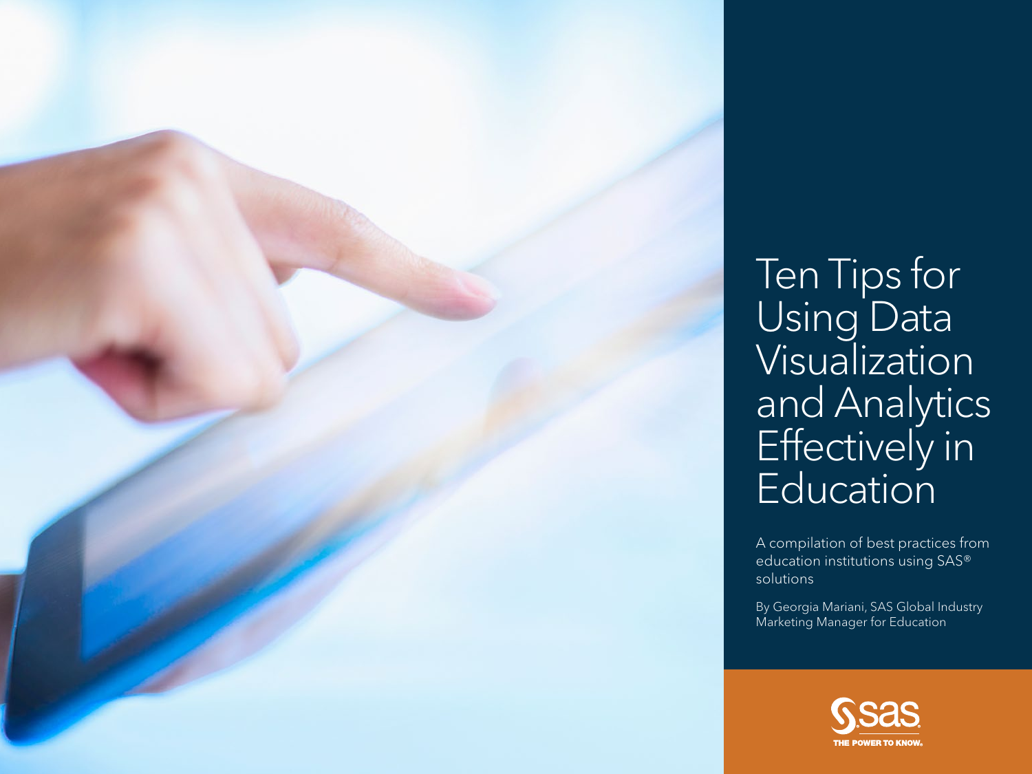# Ten Tips for Using Data Visualization and Analytics Effectively in Education

A compilation of best practices from education institutions using SAS® solutions

By Georgia Mariani, SAS Global Industry Marketing Manager for Education

SAS
THE POWER TO KNOW.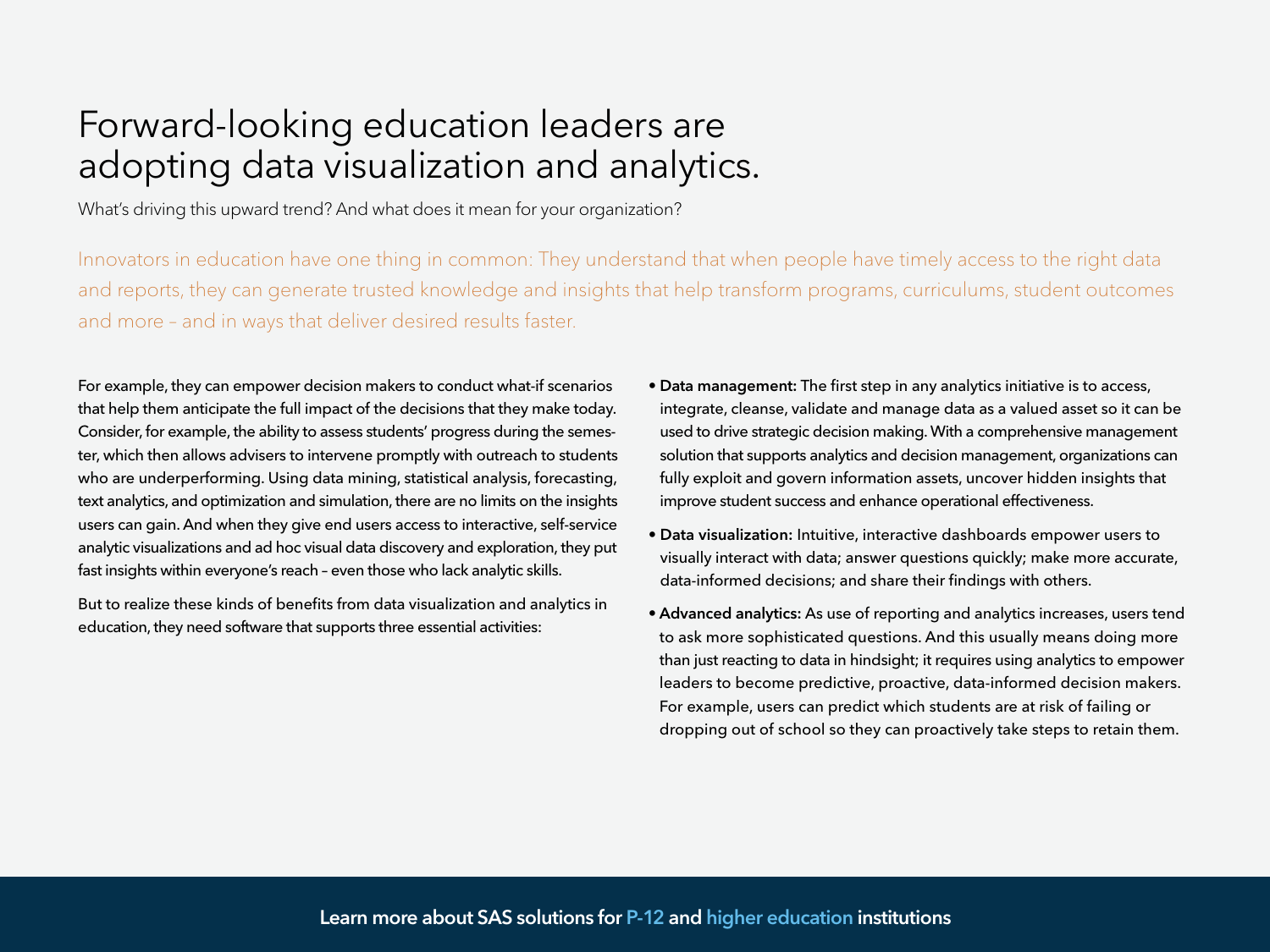# Forward-looking education leaders are adopting data visualization and analytics.

What's driving this upward trend? And what does it mean for your organization?

Innovators in education have one thing in common: They understand that when people have timely access to the right data and reports, they can generate trusted knowledge and insights that help transform programs, curriculums, student outcomes and more – and in ways that deliver desired results faster.

For example, they can empower decision makers to conduct what-if scenarios that help them anticipate the full impact of the decisions that they make today. Consider, for example, the ability to assess students' progress during the semester, which then allows advisers to intervene promptly with outreach to students who are underperforming. Using data mining, statistical analysis, forecasting, text analytics, and optimization and simulation, there are no limits on the insights users can gain. And when they give end users access to interactive, self-service analytic visualizations and ad hoc visual data discovery and exploration, they put fast insights within everyone's reach – even those who lack analytic skills.

But to realize these kinds of benefits from data visualization and analytics in education, they need software that supports three essential activities:

- **Data management:** The first step in any analytics initiative is to access, integrate, cleanse, validate and manage data as a valued asset so it can be used to drive strategic decision making. With a comprehensive management solution that supports analytics and decision management, organizations can fully exploit and govern information assets, uncover hidden insights that improve student success and enhance operational effectiveness.
- **Data visualization:** Intuitive, interactive dashboards empower users to visually interact with data; answer questions quickly; make more accurate, data-informed decisions; and share their findings with others.
- **Advanced analytics:** As use of reporting and analytics increases, users tend to ask more sophisticated questions. And this usually means doing more than just reacting to data in hindsight; it requires using analytics to empower leaders to become predictive, proactive, data-informed decision makers. For example, users can predict which students are at risk of failing or dropping out of school so they can proactively take steps to retain them.

**Learn more about SAS solutions for P-12 and higher education institutions**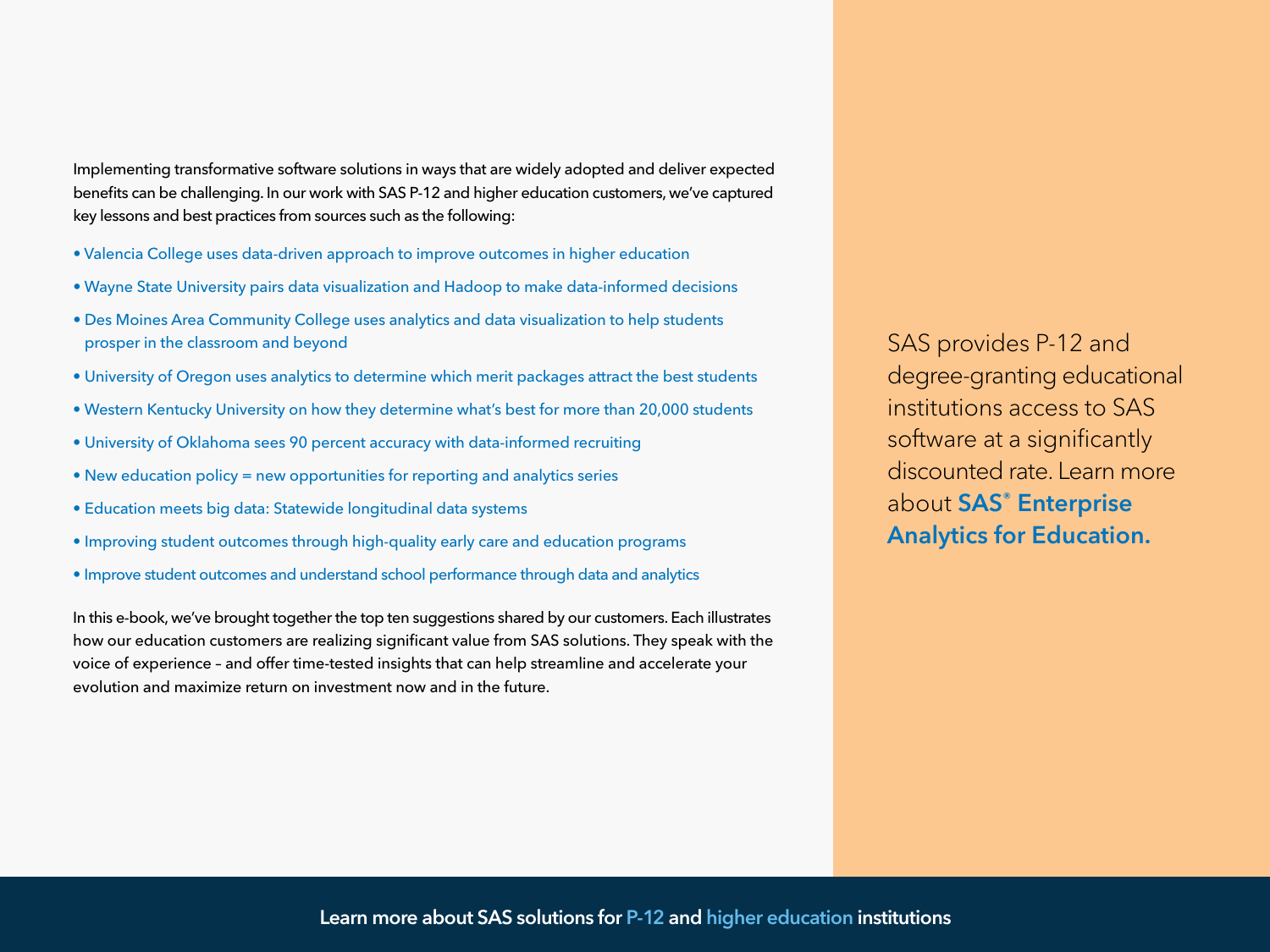Implementing transformative software solutions in ways that are widely adopted and deliver expected benefits can be challenging. In our work with SAS P-12 and higher education customers, we've captured key lessons and best practices from sources such as the following:

- Valencia College uses data-driven approach to improve outcomes in higher education
- Wayne State University pairs data visualization and Hadoop to make data-informed decisions
- Des Moines Area Community College uses analytics and data visualization to help students prosper in the classroom and beyond
- University of Oregon uses analytics to determine which merit packages attract the best students
- Western Kentucky University on how they determine what's best for more than 20,000 students
- University of Oklahoma sees 90 percent accuracy with data-informed recruiting
- New education policy = new opportunities for reporting and analytics series
- Education meets big data: Statewide longitudinal data systems
- Improving student outcomes through high-quality early care and education programs
- Improve student outcomes and understand school performance through data and analytics

In this e-book, we've brought together the top ten suggestions shared by our customers. Each illustrates how our education customers are realizing significant value from SAS solutions. They speak with the voice of experience – and offer time-tested insights that can help streamline and accelerate your evolution and maximize return on investment now and in the future.

SAS provides P-12 and degree-granting educational institutions access to SAS software at a significantly discounted rate. Learn more about **SAS® Enterprise Analytics for Education.**

**Learn more about SAS solutions for P-12 and higher education institutions**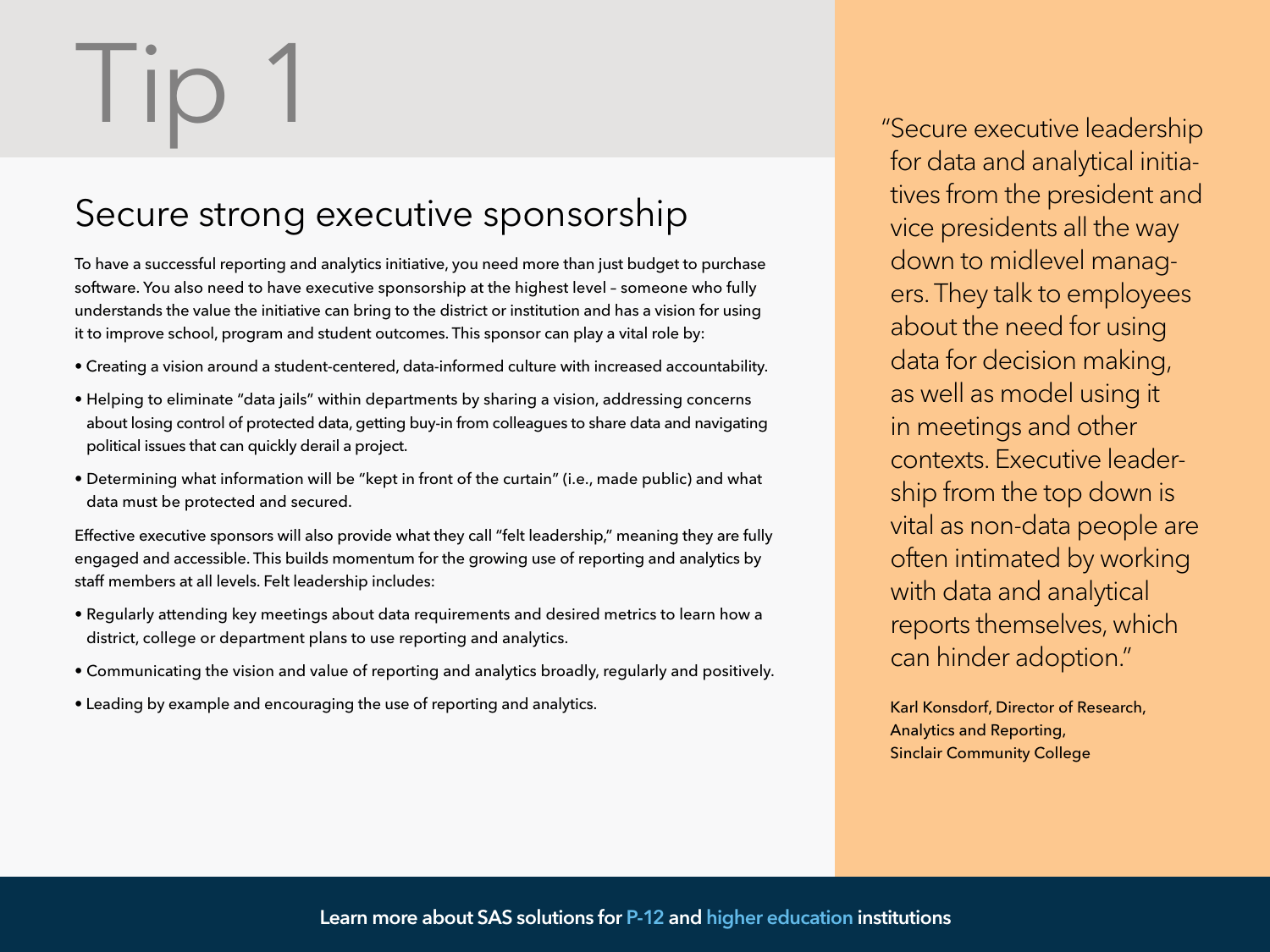# Tip 1

## Secure strong executive sponsorship

To have a successful reporting and analytics initiative, you need more than just budget to purchase software. You also need to have executive sponsorship at the highest level – someone who fully understands the value the initiative can bring to the district or institution and has a vision for using it to improve school, program and student outcomes. This sponsor can play a vital role by:

- Creating a vision around a student-centered, data-informed culture with increased accountability.
- Helping to eliminate "data jails" within departments by sharing a vision, addressing concerns about losing control of protected data, getting buy-in from colleagues to share data and navigating political issues that can quickly derail a project.
- Determining what information will be "kept in front of the curtain" (i.e., made public) and what data must be protected and secured.

Effective executive sponsors will also provide what they call "felt leadership," meaning they are fully engaged and accessible. This builds momentum for the growing use of reporting and analytics by staff members at all levels. Felt leadership includes:

- Regularly attending key meetings about data requirements and desired metrics to learn how a district, college or department plans to use reporting and analytics.
- Communicating the vision and value of reporting and analytics broadly, regularly and positively.
- Leading by example and encouraging the use of reporting and analytics.

> "Secure executive leadership for data and analytical initiatives from the president and vice presidents all the way down to midlevel managers. They talk to employees about the need for using data for decision making, as well as model using it in meetings and other contexts. Executive leadership from the top down is vital as non-data people are often intimated by working with data and analytical reports themselves, which can hinder adoption."
>
> Karl Konsdorf, Director of Research, Analytics and Reporting, Sinclair Community College

Learn more about SAS solutions for P-12 and higher education institutions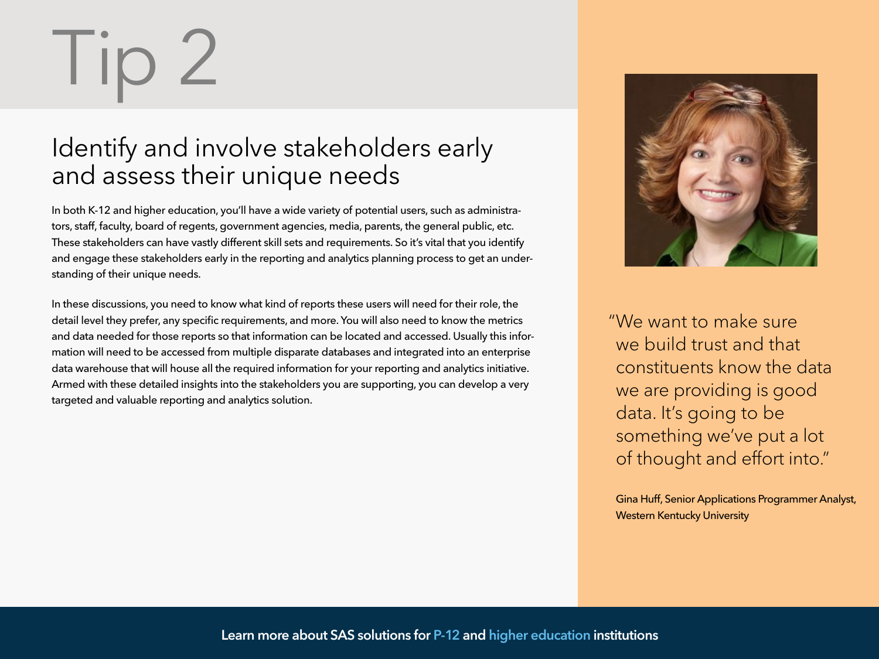# Tip 2

## Identify and involve stakeholders early and assess their unique needs

In both K-12 and higher education, you'll have a wide variety of potential users, such as administrators, staff, faculty, board of regents, government agencies, media, parents, the general public, etc. These stakeholders can have vastly different skill sets and requirements. So it's vital that you identify and engage these stakeholders early in the reporting and analytics planning process to get an understanding of their unique needs.

In these discussions, you need to know what kind of reports these users will need for their role, the detail level they prefer, any specific requirements, and more. You will also need to know the metrics and data needed for those reports so that information can be located and accessed. Usually this information will need to be accessed from multiple disparate databases and integrated into an enterprise data warehouse that will house all the required information for your reporting and analytics initiative. Armed with these detailed insights into the stakeholders you are supporting, you can develop a very targeted and valuable reporting and analytics solution.

> "We want to make sure we build trust and that constituents know the data we are providing is good data. It's going to be something we've put a lot of thought and effort into."
>
> Gina Huff, Senior Applications Programmer Analyst, Western Kentucky University

**Learn more about SAS solutions for P-12 and higher education institutions**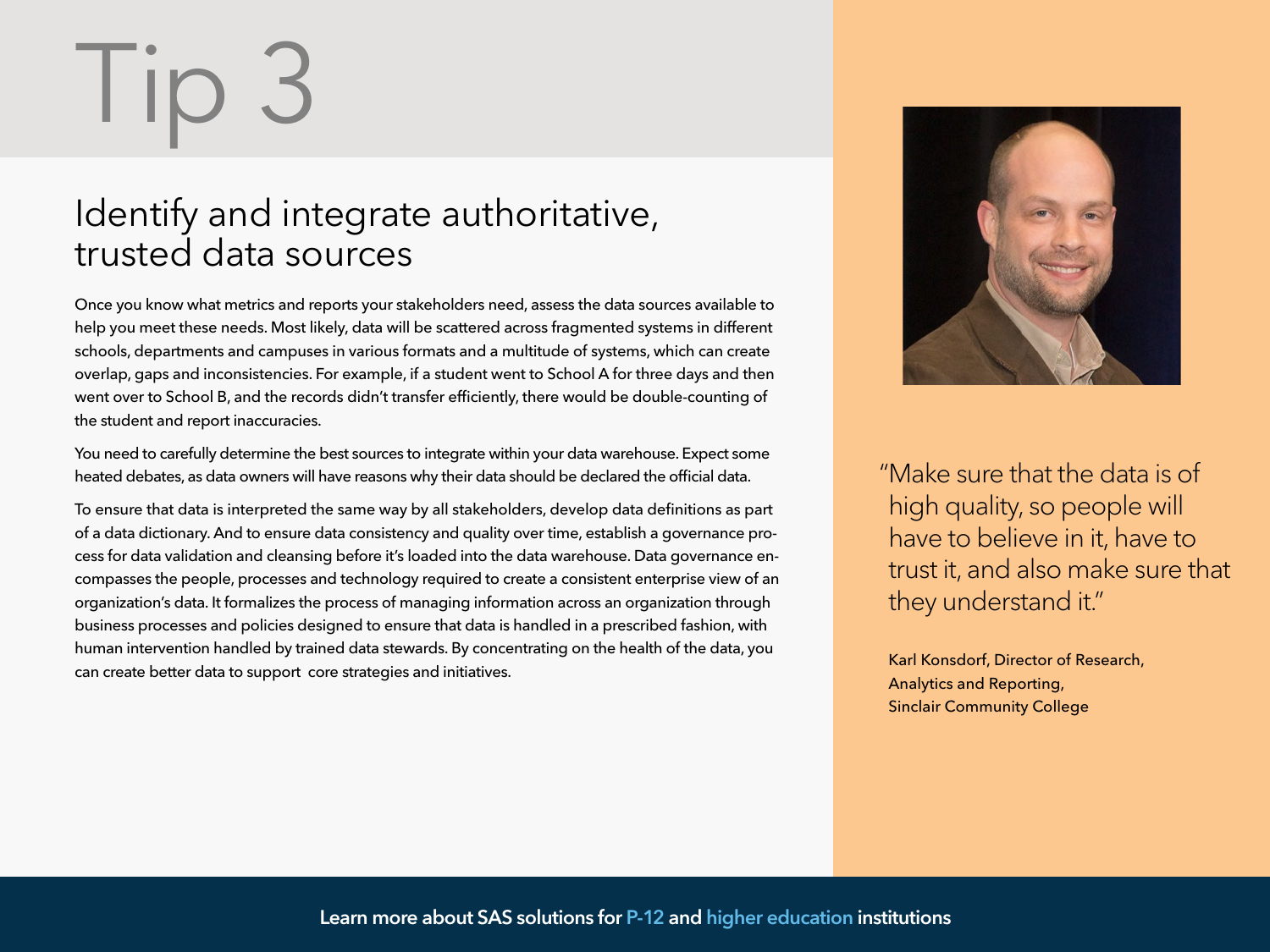# Tip 3

## Identify and integrate authoritative, trusted data sources

Once you know what metrics and reports your stakeholders need, assess the data sources available to help you meet these needs. Most likely, data will be scattered across fragmented systems in different schools, departments and campuses in various formats and a multitude of systems, which can create overlap, gaps and inconsistencies. For example, if a student went to School A for three days and then went over to School B, and the records didn't transfer efficiently, there would be double-counting of the student and report inaccuracies.

You need to carefully determine the best sources to integrate within your data warehouse. Expect some heated debates, as data owners will have reasons why their data should be declared the official data.

To ensure that data is interpreted the same way by all stakeholders, develop data definitions as part of a data dictionary. And to ensure data consistency and quality over time, establish a governance process for data validation and cleansing before it's loaded into the data warehouse. Data governance encompasses the people, processes and technology required to create a consistent enterprise view of an organization's data. It formalizes the process of managing information across an organization through business processes and policies designed to ensure that data is handled in a prescribed fashion, with human intervention handled by trained data stewards. By concentrating on the health of the data, you can create better data to support core strategies and initiatives.

"Make sure that the data is of high quality, so people will have to believe in it, have to trust it, and also make sure that they understand it."

Karl Konsdorf, Director of Research, Analytics and Reporting, Sinclair Community College

**Learn more about SAS solutions for P-12 and higher education institutions**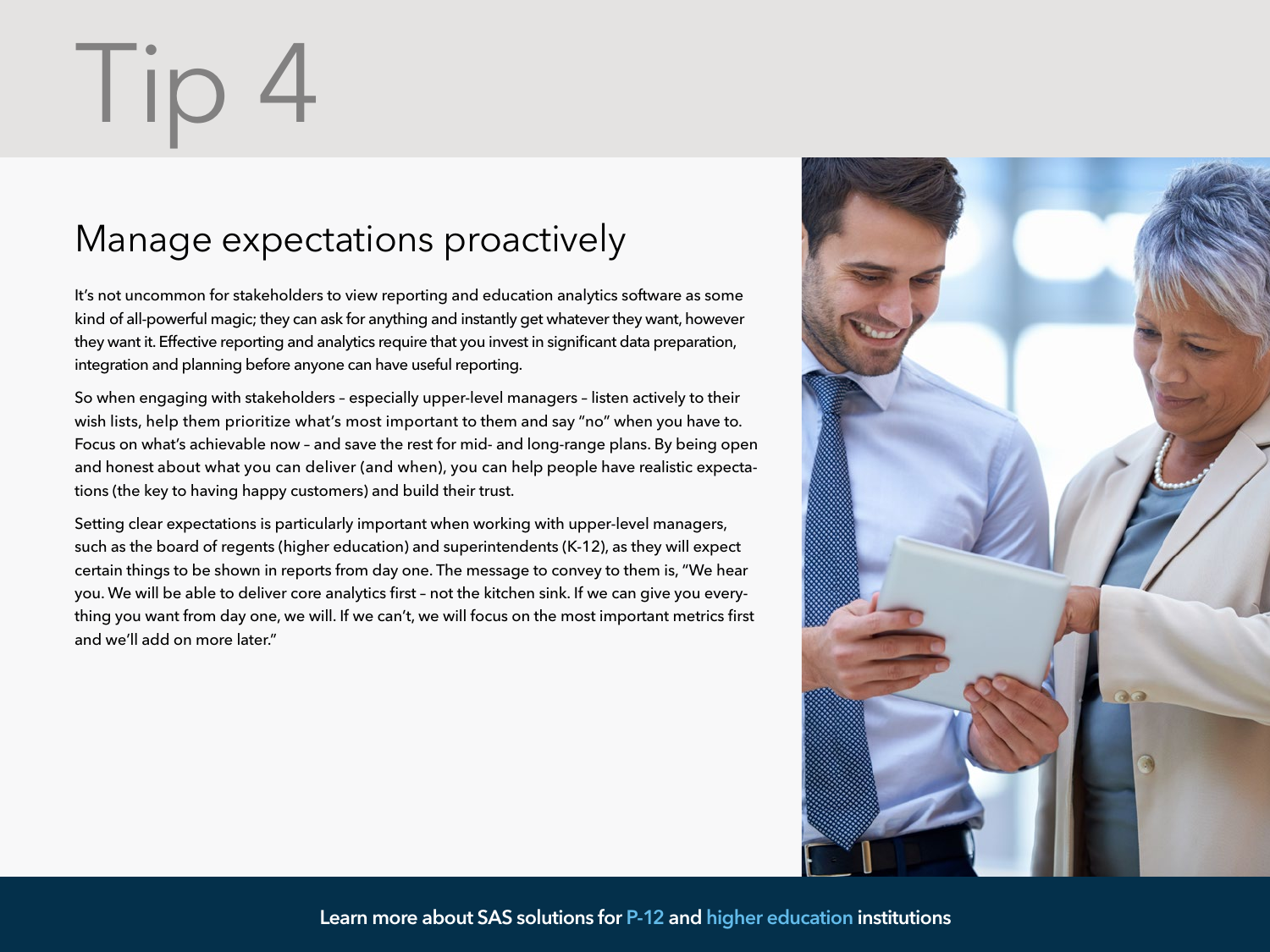# Tip 4

## Manage expectations proactively

It's not uncommon for stakeholders to view reporting and education analytics software as some kind of all-powerful magic; they can ask for anything and instantly get whatever they want, however they want it. Effective reporting and analytics require that you invest in significant data preparation, integration and planning before anyone can have useful reporting.

So when engaging with stakeholders – especially upper-level managers – listen actively to their wish lists, help them prioritize what's most important to them and say "no" when you have to. Focus on what's achievable now – and save the rest for mid- and long-range plans. By being open and honest about what you can deliver (and when), you can help people have realistic expectations (the key to having happy customers) and build their trust.

Setting clear expectations is particularly important when working with upper-level managers, such as the board of regents (higher education) and superintendents (K-12), as they will expect certain things to be shown in reports from day one. The message to convey to them is, "We hear you. We will be able to deliver core analytics first – not the kitchen sink. If we can give you everything you want from day one, we will. If we can't, we will focus on the most important metrics first and we'll add on more later."

Learn more about SAS solutions for P-12 and higher education institutions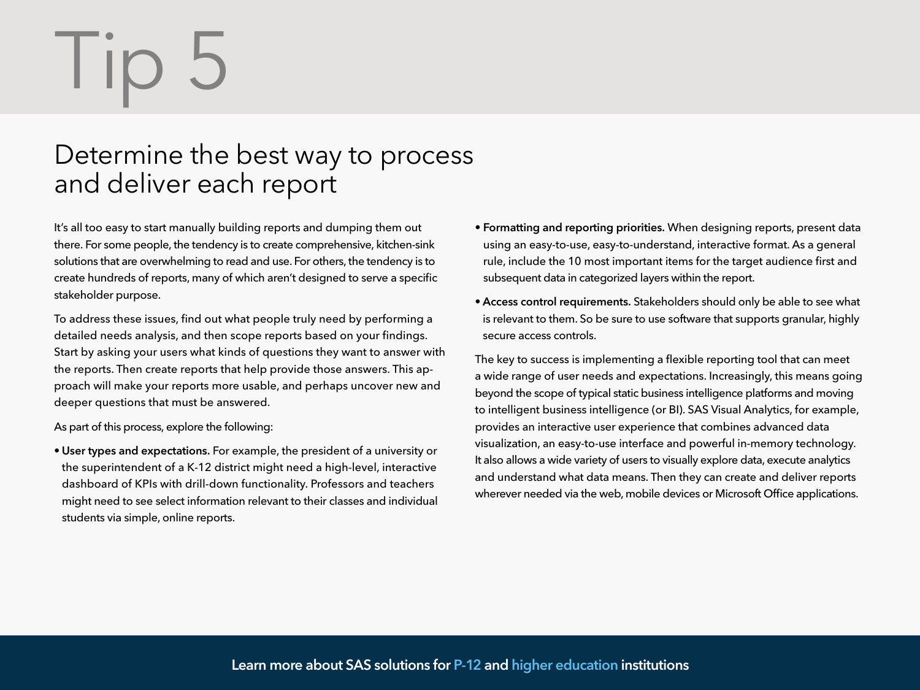# Tip 5

## Determine the best way to process and deliver each report

It's all too easy to start manually building reports and dumping them out there. For some people, the tendency is to create comprehensive, kitchen-sink solutions that are overwhelming to read and use. For others, the tendency is to create hundreds of reports, many of which aren't designed to serve a specific stakeholder purpose.

To address these issues, find out what people truly need by performing a detailed needs analysis, and then scope reports based on your findings. Start by asking your users what kinds of questions they want to answer with the reports. Then create reports that help provide those answers. This approach will make your reports more usable, and perhaps uncover new and deeper questions that must be answered.

As part of this process, explore the following:

- **User types and expectations.** For example, the president of a university or the superintendent of a K-12 district might need a high-level, interactive dashboard of KPIs with drill-down functionality. Professors and teachers might need to see select information relevant to their classes and individual students via simple, online reports.
- **Formatting and reporting priorities.** When designing reports, present data using an easy-to-use, easy-to-understand, interactive format. As a general rule, include the 10 most important items for the target audience first and subsequent data in categorized layers within the report.
- **Access control requirements.** Stakeholders should only be able to see what is relevant to them. So be sure to use software that supports granular, highly secure access controls.

The key to success is implementing a flexible reporting tool that can meet a wide range of user needs and expectations. Increasingly, this means going beyond the scope of typical static business intelligence platforms and moving to intelligent business intelligence (or BI). SAS Visual Analytics, for example, provides an interactive user experience that combines advanced data visualization, an easy-to-use interface and powerful in-memory technology. It also allows a wide variety of users to visually explore data, execute analytics and understand what data means. Then they can create and deliver reports wherever needed via the web, mobile devices or Microsoft Office applications.

**Learn more about SAS solutions for P-12 and higher education institutions**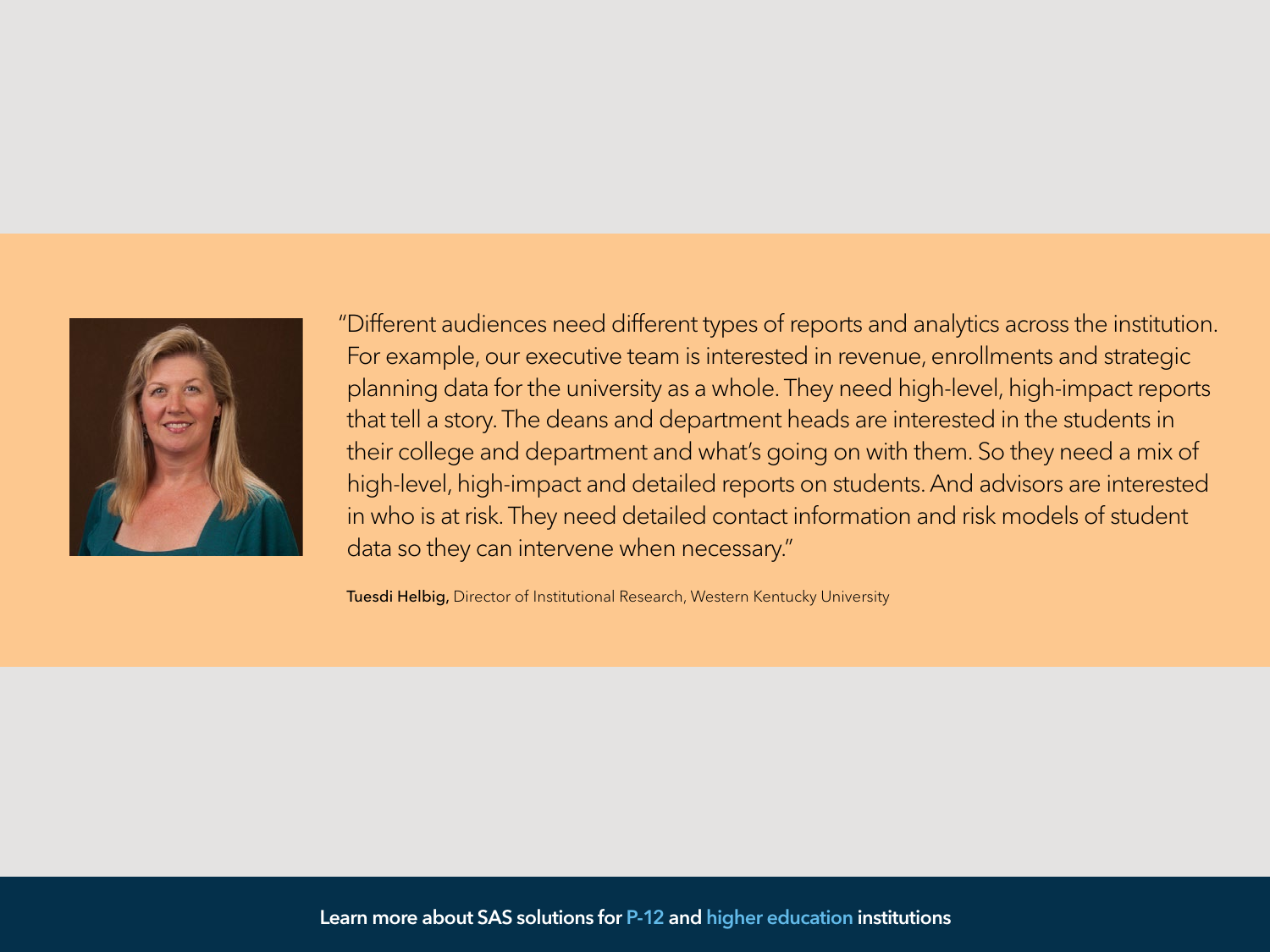"Different audiences need different types of reports and analytics across the institution. For example, our executive team is interested in revenue, enrollments and strategic planning data for the university as a whole. They need high-level, high-impact reports that tell a story. The deans and department heads are interested in the students in their college and department and what's going on with them. So they need a mix of high-level, high-impact and detailed reports on students. And advisors are interested in who is at risk. They need detailed contact information and risk models of student data so they can intervene when necessary."

**Tuesdi Helbig,** Director of Institutional Research, Western Kentucky University

**Learn more about SAS solutions for P-12 and higher education institutions**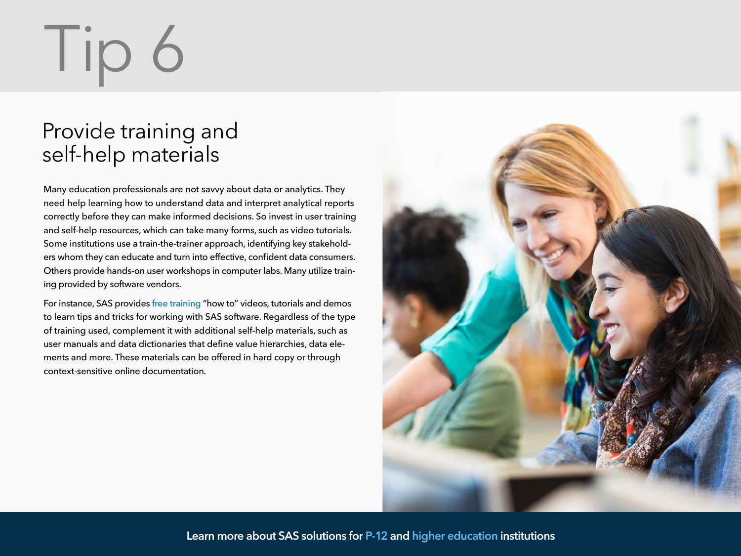# Tip 6

## Provide training and self-help materials

Many education professionals are not savvy about data or analytics. They need help learning how to understand data and interpret analytical reports correctly before they can make informed decisions. So invest in user training and self-help resources, which can take many forms, such as video tutorials. Some institutions use a train-the-trainer approach, identifying key stakeholders whom they can educate and turn into effective, confident data consumers. Others provide hands-on user workshops in computer labs. Many utilize training provided by software vendors.

For instance, SAS provides free training "how to" videos, tutorials and demos to learn tips and tricks for working with SAS software. Regardless of the type of training used, complement it with additional self-help materials, such as user manuals and data dictionaries that define value hierarchies, data elements and more. These materials can be offered in hard copy or through context-sensitive online documentation.

**Learn more about SAS solutions for P-12 and higher education institutions**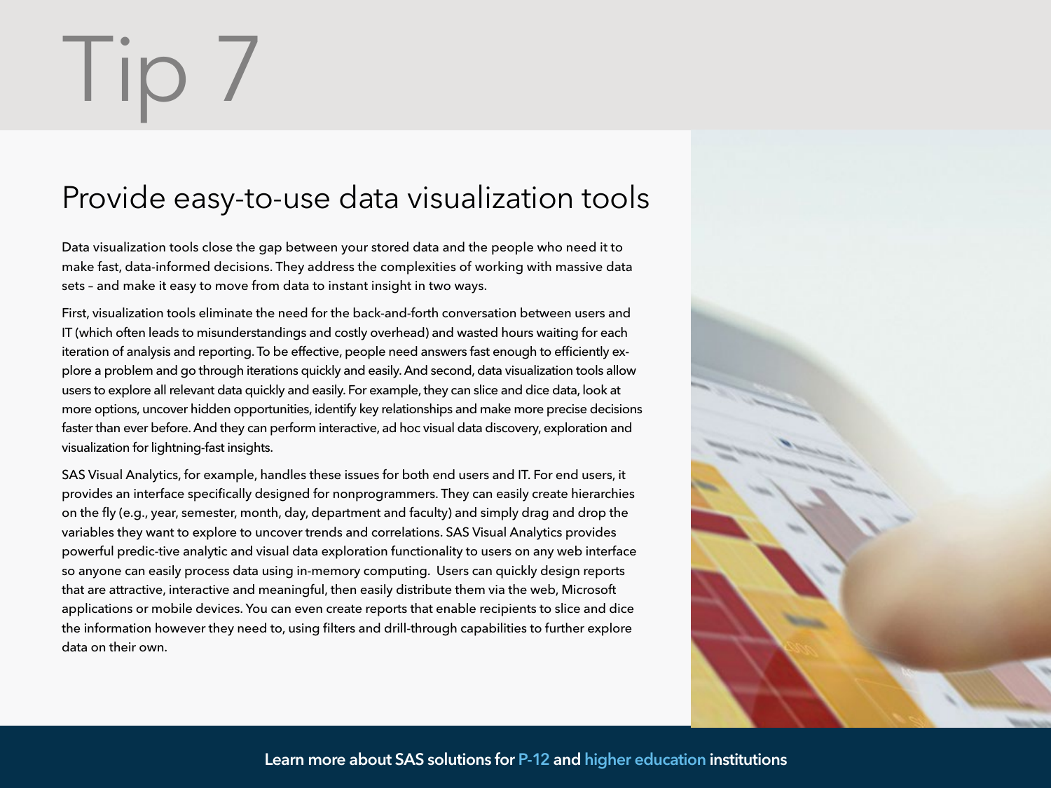# Tip 7

## Provide easy-to-use data visualization tools

Data visualization tools close the gap between your stored data and the people who need it to make fast, data-informed decisions. They address the complexities of working with massive data sets – and make it easy to move from data to instant insight in two ways.

First, visualization tools eliminate the need for the back-and-forth conversation between users and IT (which often leads to misunderstandings and costly overhead) and wasted hours waiting for each iteration of analysis and reporting. To be effective, people need answers fast enough to efficiently explore a problem and go through iterations quickly and easily. And second, data visualization tools allow users to explore all relevant data quickly and easily. For example, they can slice and dice data, look at more options, uncover hidden opportunities, identify key relationships and make more precise decisions faster than ever before. And they can perform interactive, ad hoc visual data discovery, exploration and visualization for lightning-fast insights.

SAS Visual Analytics, for example, handles these issues for both end users and IT. For end users, it provides an interface specifically designed for nonprogrammers. They can easily create hierarchies on the fly (e.g., year, semester, month, day, department and faculty) and simply drag and drop the variables they want to explore to uncover trends and correlations. SAS Visual Analytics provides powerful predic-tive analytic and visual data exploration functionality to users on any web interface so anyone can easily process data using in-memory computing. Users can quickly design reports that are attractive, interactive and meaningful, then easily distribute them via the web, Microsoft applications or mobile devices. You can even create reports that enable recipients to slice and dice the information however they need to, using filters and drill-through capabilities to further explore data on their own.

**Learn more about SAS solutions for P-12 and higher education institutions**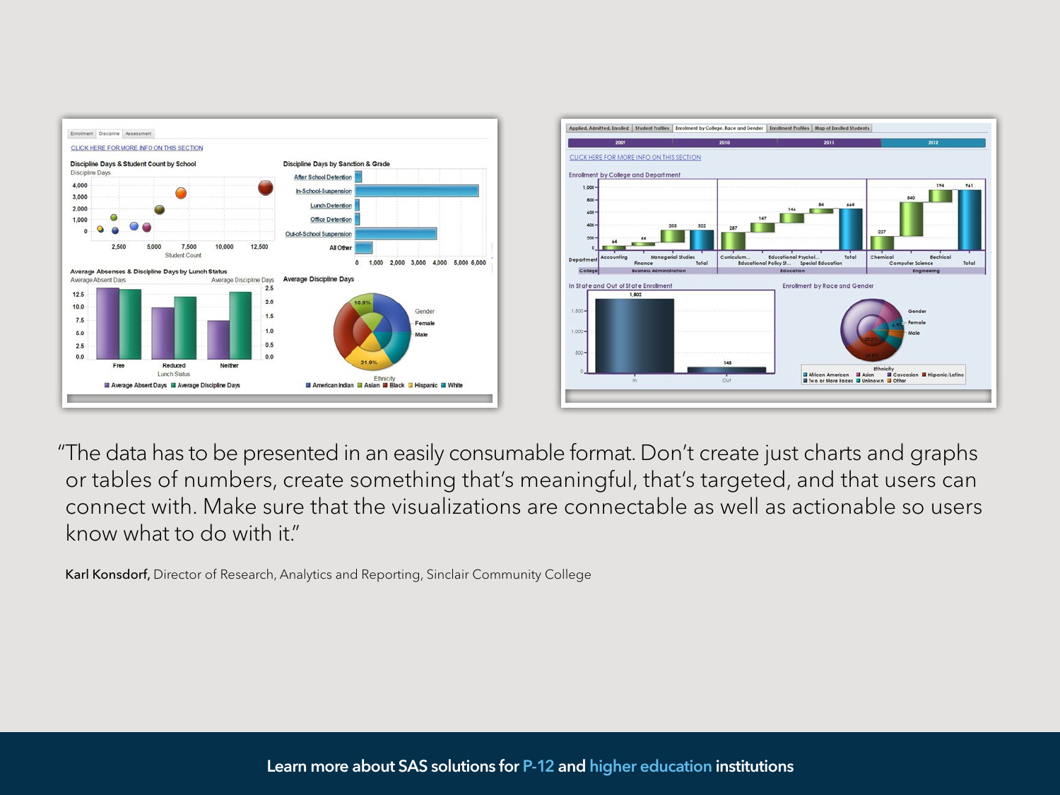"The data has to be presented in an easily consumable format. Don't create just charts and graphs or tables of numbers, create something that's meaningful, that's targeted, and that users can connect with. Make sure that the visualizations are connectable as well as actionable so users know what to do with it."

**Karl Konsdorf,** Director of Research, Analytics and Reporting, Sinclair Community College

Learn more about SAS solutions for P-12 and higher education institutions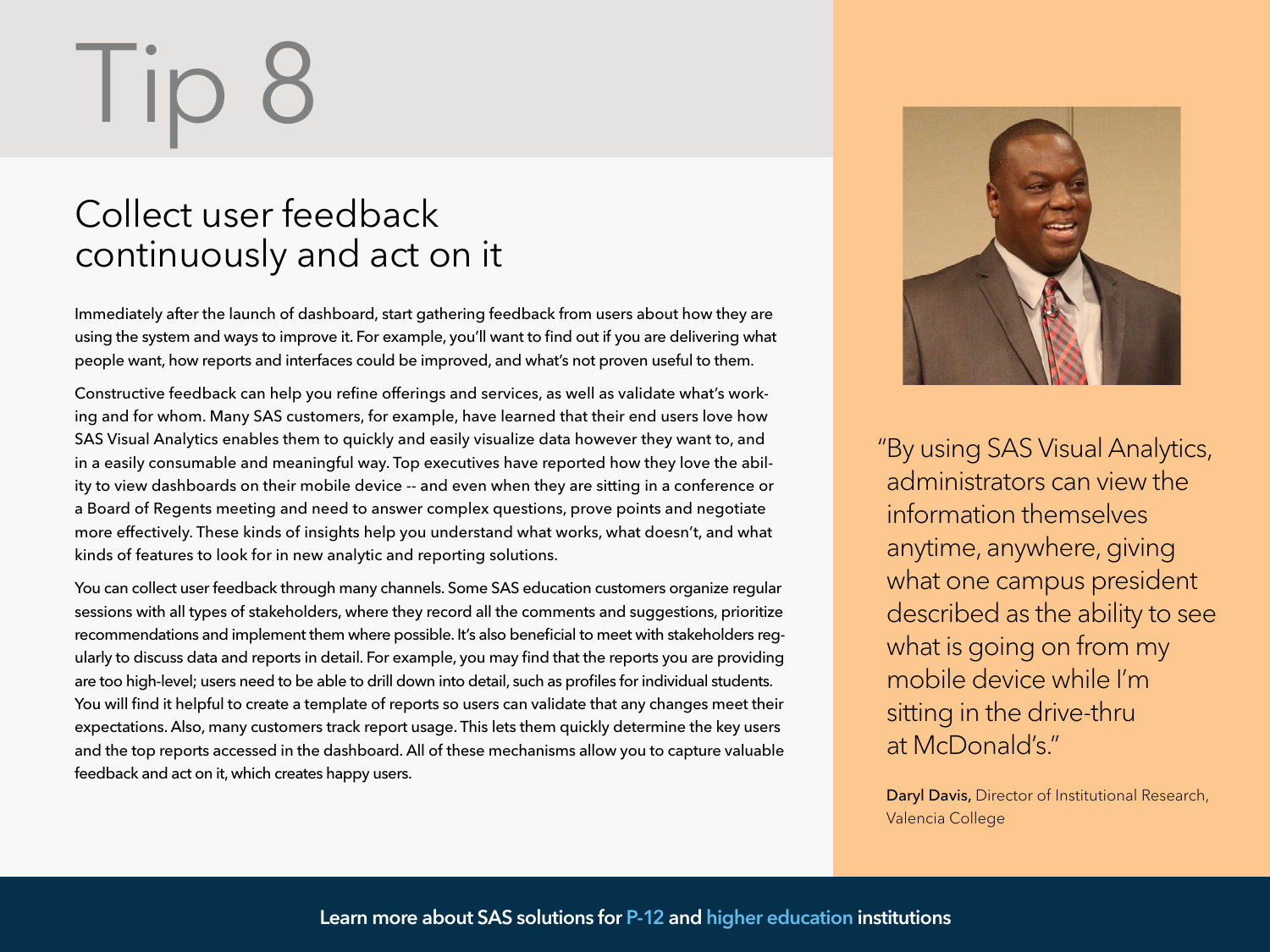# Tip 8

## Collect user feedback continuously and act on it

Immediately after the launch of dashboard, start gathering feedback from users about how they are using the system and ways to improve it. For example, you'll want to find out if you are delivering what people want, how reports and interfaces could be improved, and what's not proven useful to them.

Constructive feedback can help you refine offerings and services, as well as validate what's working and for whom. Many SAS customers, for example, have learned that their end users love how SAS Visual Analytics enables them to quickly and easily visualize data however they want to, and in a easily consumable and meaningful way. Top executives have reported how they love the ability to view dashboards on their mobile device -- and even when they are sitting in a conference or a Board of Regents meeting and need to answer complex questions, prove points and negotiate more effectively. These kinds of insights help you understand what works, what doesn't, and what kinds of features to look for in new analytic and reporting solutions.

You can collect user feedback through many channels. Some SAS education customers organize regular sessions with all types of stakeholders, where they record all the comments and suggestions, prioritize recommendations and implement them where possible. It's also beneficial to meet with stakeholders regularly to discuss data and reports in detail. For example, you may find that the reports you are providing are too high-level; users need to be able to drill down into detail, such as profiles for individual students. You will find it helpful to create a template of reports so users can validate that any changes meet their expectations. Also, many customers track report usage. This lets them quickly determine the key users and the top reports accessed in the dashboard. All of these mechanisms allow you to capture valuable feedback and act on it, which creates happy users.

"By using SAS Visual Analytics, administrators can view the information themselves anytime, anywhere, giving what one campus president described as the ability to see what is going on from my mobile device while I'm sitting in the drive-thru at McDonald's."

**Daryl Davis,** Director of Institutional Research, Valencia College

**Learn more about SAS solutions for P-12 and higher education institutions**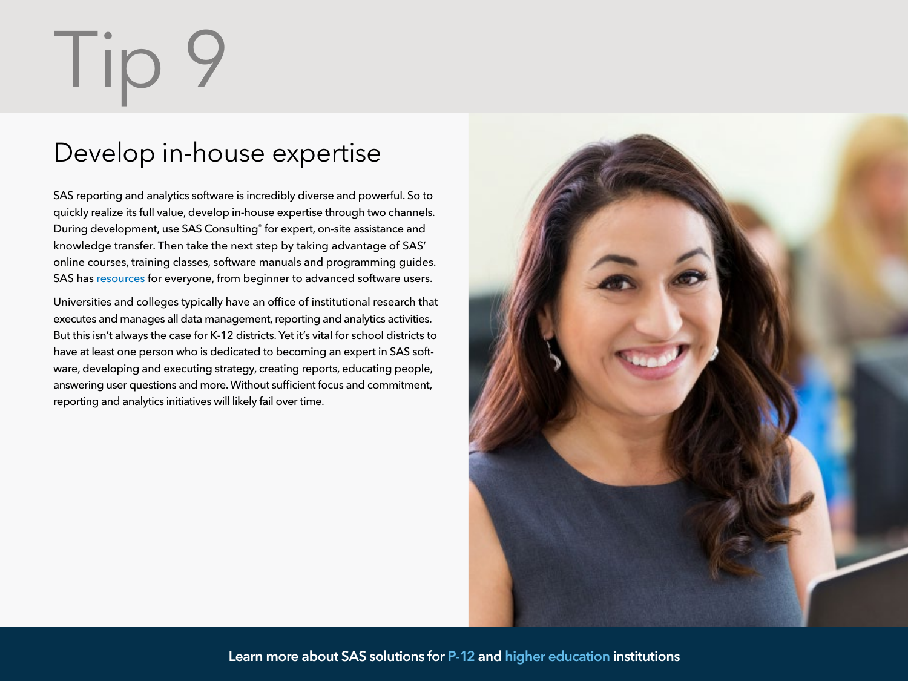# Tip 9

## Develop in-house expertise

SAS reporting and analytics software is incredibly diverse and powerful. So to quickly realize its full value, develop in-house expertise through two channels. During development, use SAS Consulting® for expert, on-site assistance and knowledge transfer. Then take the next step by taking advantage of SAS' online courses, training classes, software manuals and programming guides. SAS has resources for everyone, from beginner to advanced software users.

Universities and colleges typically have an office of institutional research that executes and manages all data management, reporting and analytics activities. But this isn't always the case for K-12 districts. Yet it's vital for school districts to have at least one person who is dedicated to becoming an expert in SAS software, developing and executing strategy, creating reports, educating people, answering user questions and more. Without sufficient focus and commitment, reporting and analytics initiatives will likely fail over time.

**Learn more about SAS solutions for P-12 and higher education institutions**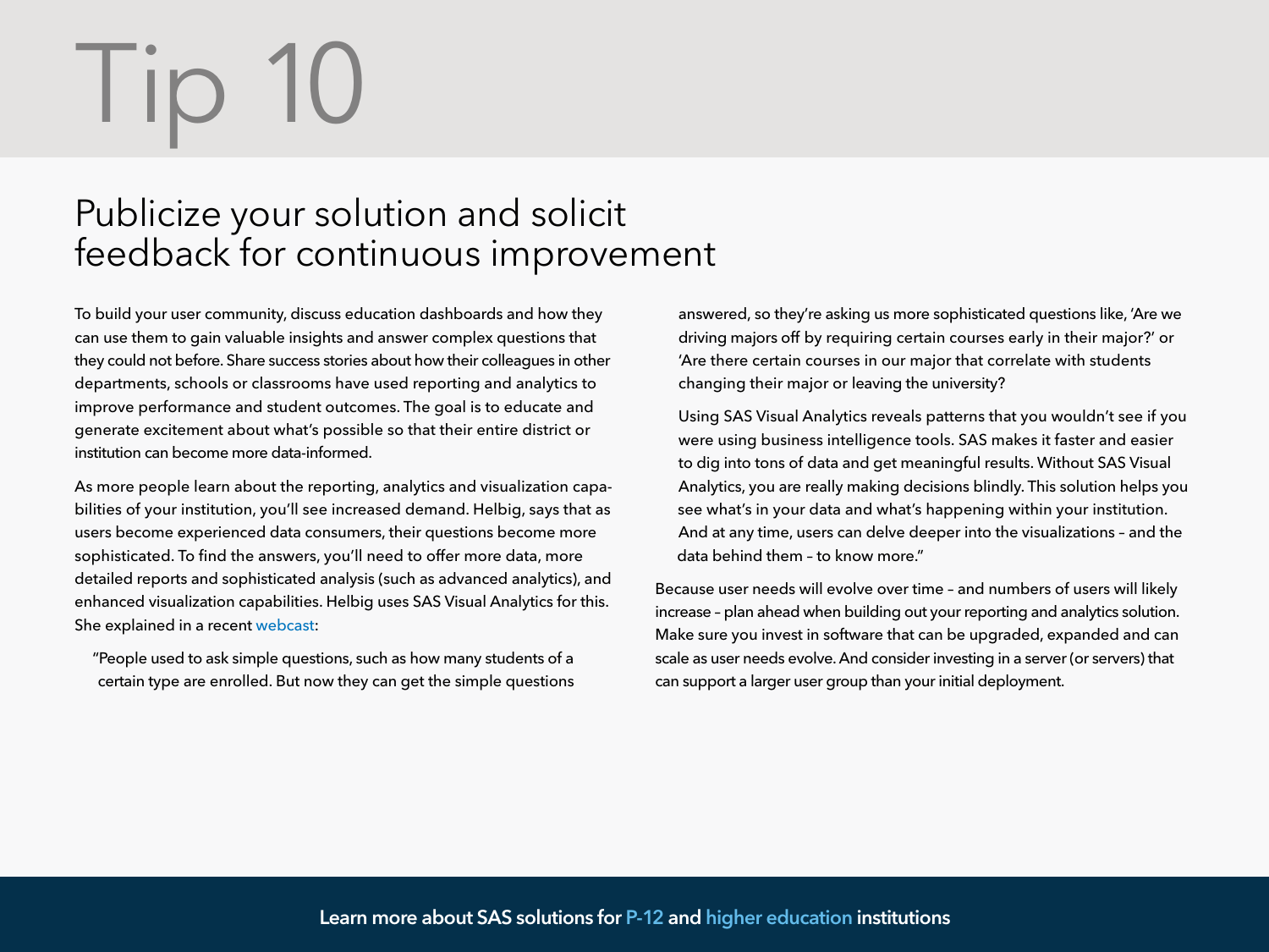# Tip 10

## Publicize your solution and solicit feedback for continuous improvement

To build your user community, discuss education dashboards and how they can use them to gain valuable insights and answer complex questions that they could not before. Share success stories about how their colleagues in other departments, schools or classrooms have used reporting and analytics to improve performance and student outcomes. The goal is to educate and generate excitement about what's possible so that their entire district or institution can become more data-informed.

As more people learn about the reporting, analytics and visualization capabilities of your institution, you'll see increased demand. Helbig, says that as users become experienced data consumers, their questions become more sophisticated. To find the answers, you'll need to offer more data, more detailed reports and sophisticated analysis (such as advanced analytics), and enhanced visualization capabilities. Helbig uses SAS Visual Analytics for this. She explained in a recent webcast:

> "People used to ask simple questions, such as how many students of a certain type are enrolled. But now they can get the simple questions answered, so they're asking us more sophisticated questions like, 'Are we driving majors off by requiring certain courses early in their major?' or 'Are there certain courses in our major that correlate with students changing their major or leaving the university?
>
> Using SAS Visual Analytics reveals patterns that you wouldn't see if you were using business intelligence tools. SAS makes it faster and easier to dig into tons of data and get meaningful results. Without SAS Visual Analytics, you are really making decisions blindly. This solution helps you see what's in your data and what's happening within your institution. And at any time, users can delve deeper into the visualizations – and the data behind them – to know more."

Because user needs will evolve over time – and numbers of users will likely increase – plan ahead when building out your reporting and analytics solution. Make sure you invest in software that can be upgraded, expanded and can scale as user needs evolve. And consider investing in a server (or servers) that can support a larger user group than your initial deployment.

**Learn more about SAS solutions for P-12 and higher education institutions**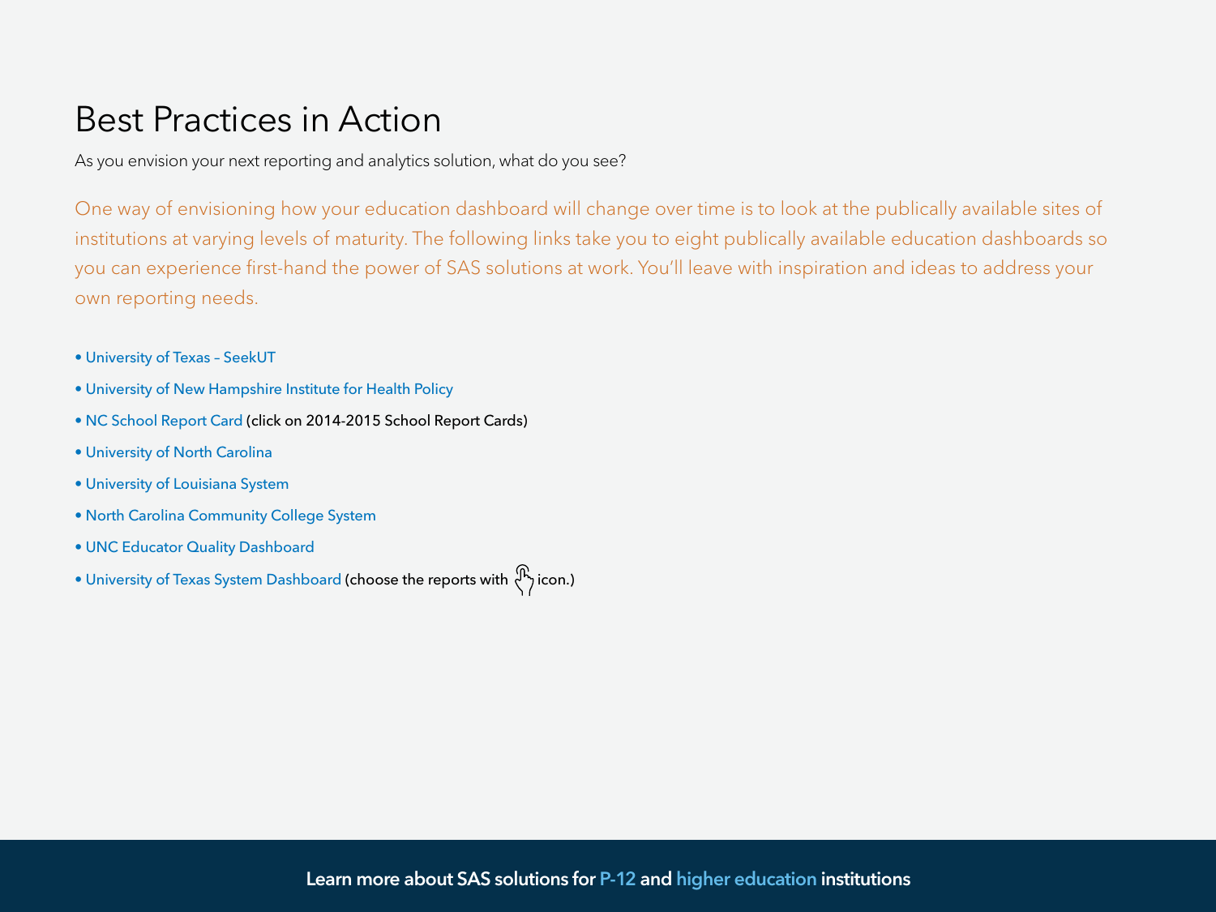# Best Practices in Action

As you envision your next reporting and analytics solution, what do you see?

One way of envisioning how your education dashboard will change over time is to look at the publically available sites of institutions at varying levels of maturity. The following links take you to eight publically available education dashboards so you can experience first-hand the power of SAS solutions at work. You'll leave with inspiration and ideas to address your own reporting needs.

- University of Texas – SeekUT
- University of New Hampshire Institute for Health Policy
- NC School Report Card (click on 2014-2015 School Report Cards)
- University of North Carolina
- University of Louisiana System
- North Carolina Community College System
- UNC Educator Quality Dashboard
- University of Texas System Dashboard (choose the reports with icon.)

Learn more about SAS solutions for P-12 and higher education institutions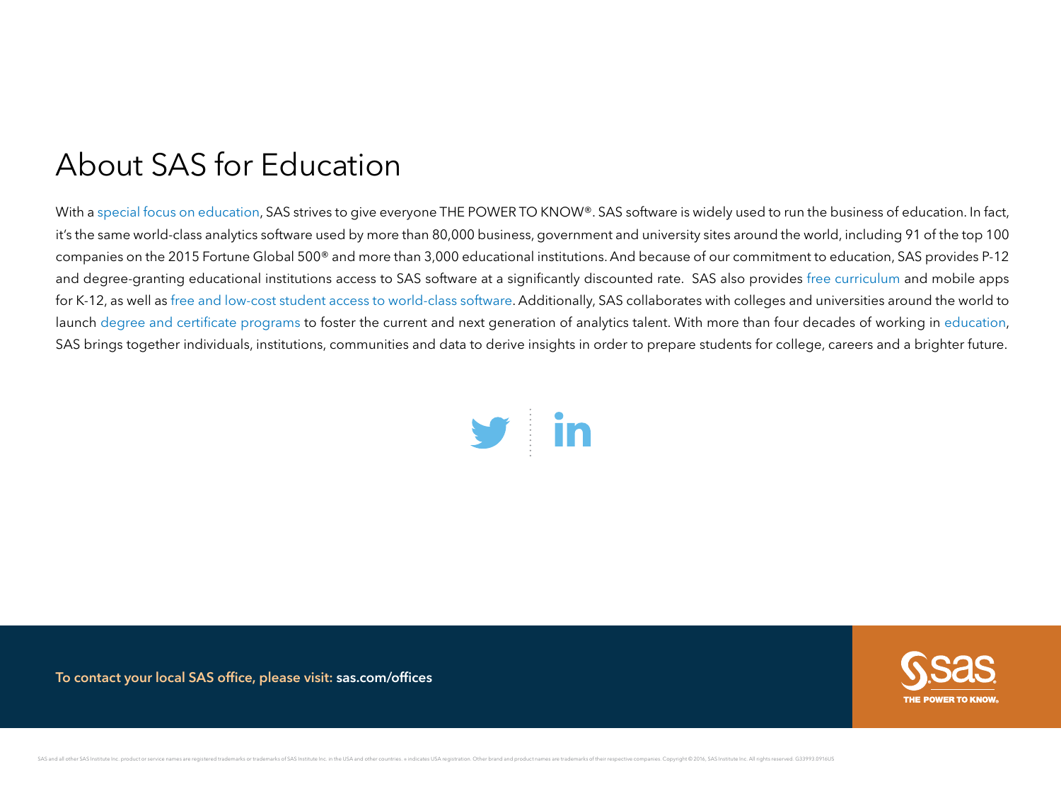# About SAS for Education

With a special focus on education, SAS strives to give everyone THE POWER TO KNOW®. SAS software is widely used to run the business of education. In fact, it's the same world-class analytics software used by more than 80,000 business, government and university sites around the world, including 91 of the top 100 companies on the 2015 Fortune Global 500® and more than 3,000 educational institutions. And because of our commitment to education, SAS provides P-12 and degree-granting educational institutions access to SAS software at a significantly discounted rate. SAS also provides free curriculum and mobile apps for K-12, as well as free and low-cost student access to world-class software. Additionally, SAS collaborates with colleges and universities around the world to launch degree and certificate programs to foster the current and next generation of analytics talent. With more than four decades of working in education, SAS brings together individuals, institutions, communities and data to derive insights in order to prepare students for college, careers and a brighter future.

**To contact your local SAS office, please visit: sas.com/offices**

SAS and all other SAS Institute Inc. product or service names are registered trademarks or trademarks of SAS Institute Inc. in the USA and other countries. ® indicates USA registration. Other brand and product names are trademarks of their respective companies. Copyright © 2016, SAS Institute Inc. All rights reserved. G33993.0916US